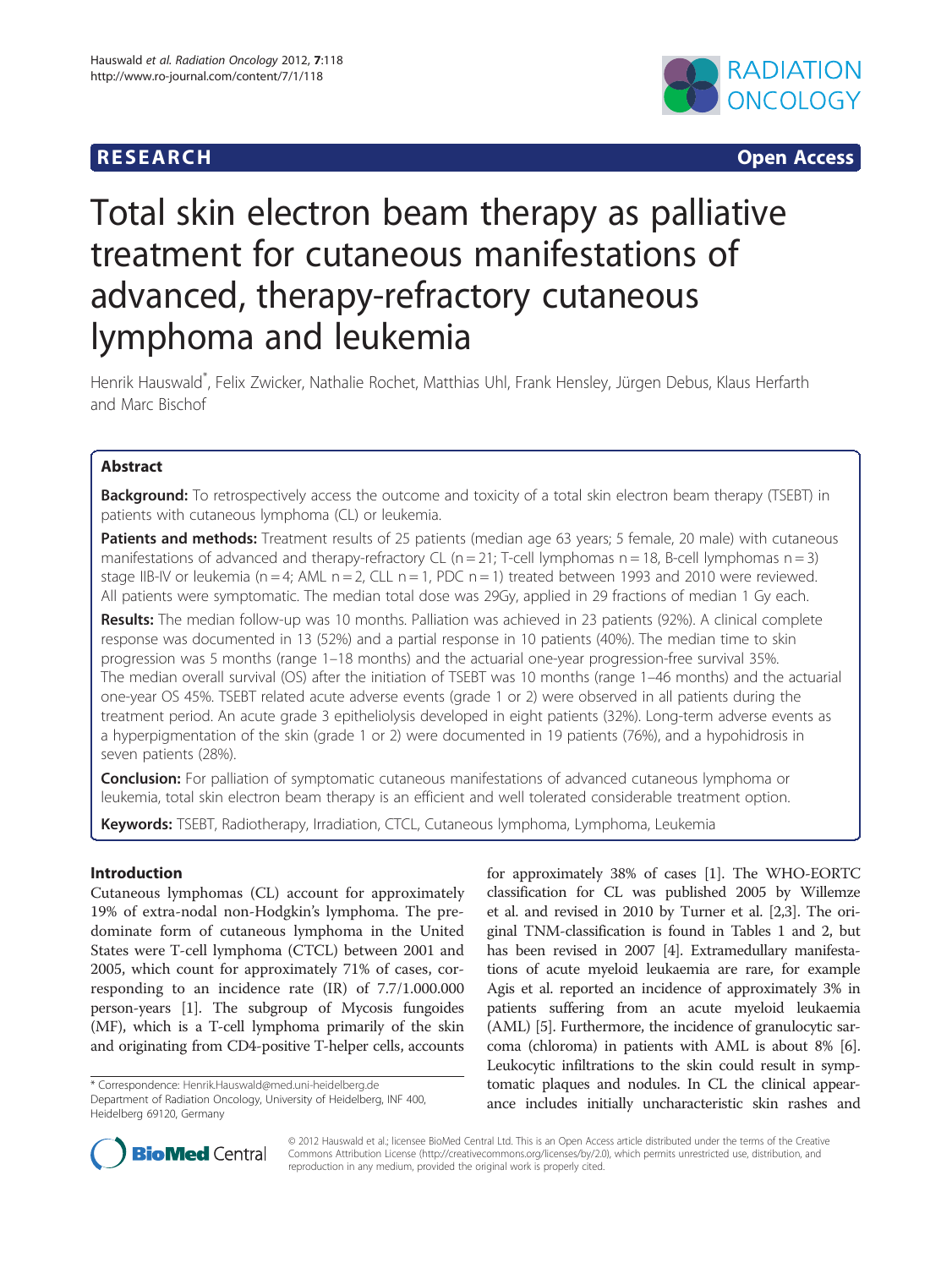RESEARCH Open Access

# Total skin electron beam therapy as palliative treatment for cutaneous manifestations of advanced, therapy-refractory cutaneous lymphoma and leukemia

Henrik Hauswald*, Felix Zwicker, Nathalie Rochet, Matthias Uhl, Frank Hensley, Jürgen Debus, Klaus Herfarth and Marc Bischof

## Abstract

**Background:** To retrospectively access the outcome and toxicity of a total skin electron beam therapy (TSEBT) in patients with cutaneous lymphoma (CL) or leukemia.

**Patients and methods:** Treatment results of 25 patients (median age 63 years; 5 female, 20 male) with cutaneous manifestations of advanced and therapy-refractory CL (n = 21; T-cell lymphomas n = 18, B-cell lymphomas n = 3) stage IIB-IV or leukemia (n = 4; AML n = 2, CLL n = 1, PDC n = 1) treated between 1993 and 2010 were reviewed. All patients were symptomatic. The median total dose was 29Gy, applied in 29 fractions of median 1 Gy each.

**Results:** The median follow-up was 10 months. Palliation was achieved in 23 patients (92%). A clinical complete response was documented in 13 (52%) and a partial response in 10 patients (40%). The median time to skin progression was 5 months (range 1–18 months) and the actuarial one-year progression-free survival 35%. The median overall survival (OS) after the initiation of TSEBT was 10 months (range 1–46 months) and the actuarial one-year OS 45%. TSEBT related acute adverse events (grade 1 or 2) were observed in all patients during the treatment period. An acute grade 3 epitheliolysis developed in eight patients (32%). Long-term adverse events as a hyperpigmentation of the skin (grade 1 or 2) were documented in 19 patients (76%), and a hypohidrosis in seven patients (28%).

**Conclusion:** For palliation of symptomatic cutaneous manifestations of advanced cutaneous lymphoma or leukemia, total skin electron beam therapy is an efficient and well tolerated considerable treatment option.

**Keywords:** TSEBT, Radiotherapy, Irradiation, CTCL, Cutaneous lymphoma, Lymphoma, Leukemia

## Introduction

Cutaneous lymphomas (CL) account for approximately 19% of extra-nodal non-Hodgkin's lymphoma. The predominate form of cutaneous lymphoma in the United States were T-cell lymphoma (CTCL) between 2001 and 2005, which count for approximately 71% of cases, corresponding to an incidence rate (IR) of 7.7/1.000.000 person-years [1]. The subgroup of Mycosis fungoides (MF), which is a T-cell lymphoma primarily of the skin and originating from CD4-positive T-helper cells, accounts for approximately 38% of cases [1]. The WHO-EORTC classification for CL was published 2005 by Willemze et al. and revised in 2010 by Turner et al. [2,3]. The original TNM-classification is found in Tables 1 and 2, but has been revised in 2007 [4]. Extramedullary manifestations of acute myeloid leukaemia are rare, for example Agis et al. reported an incidence of approximately 3% in patients suffering from an acute myeloid leukaemia (AML) [5]. Furthermore, the incidence of granulocytic sarcoma (chloroma) in patients with AML is about 8% [6]. Leukocytic infiltrations to the skin could result in symptomatic plaques and nodules. In CL the clinical appearance includes initially uncharacteristic skin rashes and

* Correspondence: Henrik.Hauswald@med.uni-heidelberg.de
Department of Radiation Oncology, University of Heidelberg, INF 400, Heidelberg 69120, Germany

© 2012 Hauswald et al.; licensee BioMed Central Ltd. This is an Open Access article distributed under the terms of the Creative Commons Attribution License (http://creativecommons.org/licenses/by/2.0), which permits unrestricted use, distribution, and reproduction in any medium, provided the original work is properly cited.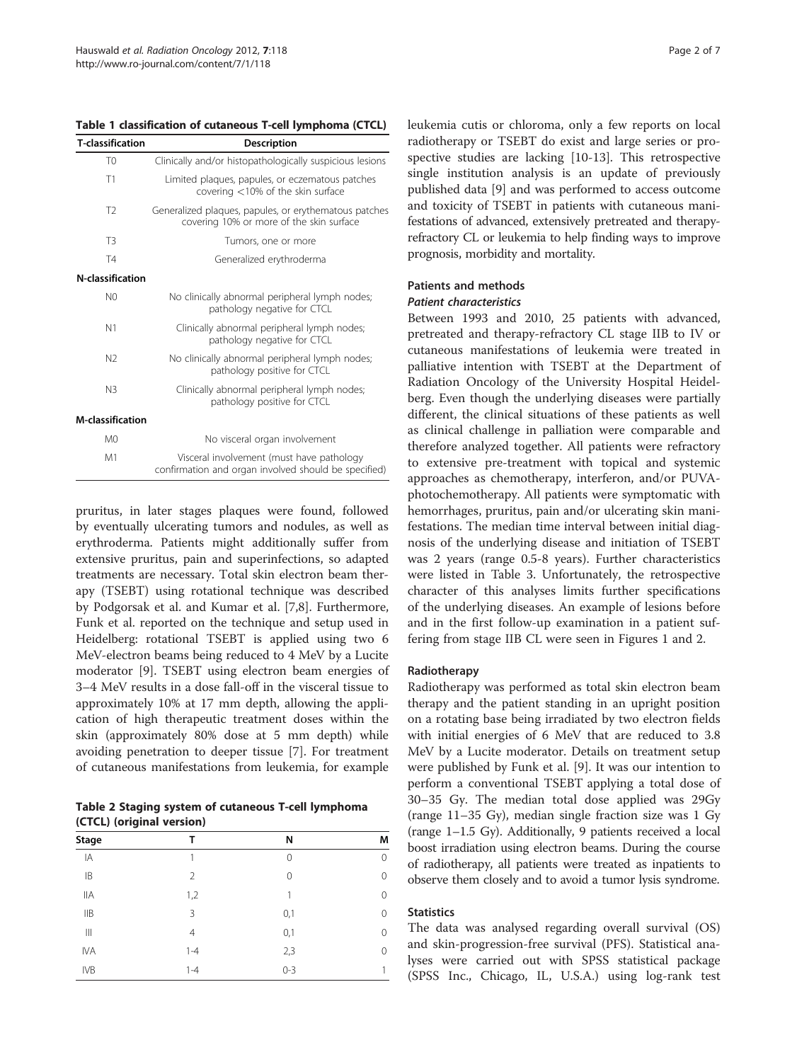Table 1 classification of cutaneous T-cell lymphoma (CTCL)

| T-classification | Description |
|---|---|
| T0 | Clinically and/or histopathologically suspicious lesions |
| T1 | Limited plaques, papules, or eczematous patches covering <10% of the skin surface |
| T2 | Generalized plaques, papules, or erythematous patches covering 10% or more of the skin surface |
| T3 | Tumors, one or more |
| T4 | Generalized erythroderma |
| **N-classification** | |
| N0 | No clinically abnormal peripheral lymph nodes; pathology negative for CTCL |
| N1 | Clinically abnormal peripheral lymph nodes; pathology negative for CTCL |
| N2 | No clinically abnormal peripheral lymph nodes; pathology positive for CTCL |
| N3 | Clinically abnormal peripheral lymph nodes; pathology positive for CTCL |
| **M-classification** | |
| M0 | No visceral organ involvement |
| M1 | Visceral involvement (must have pathology confirmation and organ involved should be specified) |

pruritus, in later stages plaques were found, followed by eventually ulcerating tumors and nodules, as well as erythroderma. Patients might additionally suffer from extensive pruritus, pain and superinfections, so adapted treatments are necessary. Total skin electron beam therapy (TSEBT) using rotational technique was described by Podgorsak et al. and Kumar et al. [7,8]. Furthermore, Funk et al. reported on the technique and setup used in Heidelberg: rotational TSEBT is applied using two 6 MeV-electron beams being reduced to 4 MeV by a Lucite moderator [9]. TSEBT using electron beam energies of 3–4 MeV results in a dose fall-off in the visceral tissue to approximately 10% at 17 mm depth, allowing the application of high therapeutic treatment doses within the skin (approximately 80% dose at 5 mm depth) while avoiding penetration to deeper tissue [7]. For treatment of cutaneous manifestations from leukemia, for example

Table 2 Staging system of cutaneous T-cell lymphoma (CTCL) (original version)

| Stage | T | N | M |
|---|---|---|---|
| IA | 1 | 0 | 0 |
| IB | 2 | 0 | 0 |
| IIA | 1,2 | 1 | 0 |
| IIB | 3 | 0,1 | 0 |
| III | 4 | 0,1 | 0 |
| IVA | 1-4 | 2,3 | 0 |
| IVB | 1-4 | 0-3 | 1 |

leukemia cutis or chloroma, only a few reports on local radiotherapy or TSEBT do exist and large series or prospective studies are lacking [10-13]. This retrospective single institution analysis is an update of previously published data [9] and was performed to access outcome and toxicity of TSEBT in patients with cutaneous manifestations of advanced, extensively pretreated and therapy-refractory CL or leukemia to help finding ways to improve prognosis, morbidity and mortality.

## Patients and methods

### *Patient characteristics*

Between 1993 and 2010, 25 patients with advanced, pretreated and therapy-refractory CL stage IIB to IV or cutaneous manifestations of leukemia were treated in palliative intention with TSEBT at the Department of Radiation Oncology of the University Hospital Heidelberg. Even though the underlying diseases were partially different, the clinical situations of these patients as well as clinical challenge in palliation were comparable and therefore analyzed together. All patients were refractory to extensive pre-treatment with topical and systemic approaches as chemotherapy, interferon, and/or PUVA-photochemotherapy. All patients were symptomatic with hemorrhages, pruritus, pain and/or ulcerating skin manifestations. The median time interval between initial diagnosis of the underlying disease and initiation of TSEBT was 2 years (range 0.5-8 years). Further characteristics were listed in Table 3. Unfortunately, the retrospective character of this analyses limits further specifications of the underlying diseases. An example of lesions before and in the first follow-up examination in a patient suffering from stage IIB CL were seen in Figures 1 and 2.

### Radiotherapy

Radiotherapy was performed as total skin electron beam therapy and the patient standing in an upright position on a rotating base being irradiated by two electron fields with initial energies of 6 MeV that are reduced to 3.8 MeV by a Lucite moderator. Details on treatment setup were published by Funk et al. [9]. It was our intention to perform a conventional TSEBT applying a total dose of 30–35 Gy. The median total dose applied was 29Gy (range 11–35 Gy), median single fraction size was 1 Gy (range 1–1.5 Gy). Additionally, 9 patients received a local boost irradiation using electron beams. During the course of radiotherapy, all patients were treated as inpatients to observe them closely and to avoid a tumor lysis syndrome.

### Statistics

The data was analysed regarding overall survival (OS) and skin-progression-free survival (PFS). Statistical analyses were carried out with SPSS statistical package (SPSS Inc., Chicago, IL, U.S.A.) using log-rank test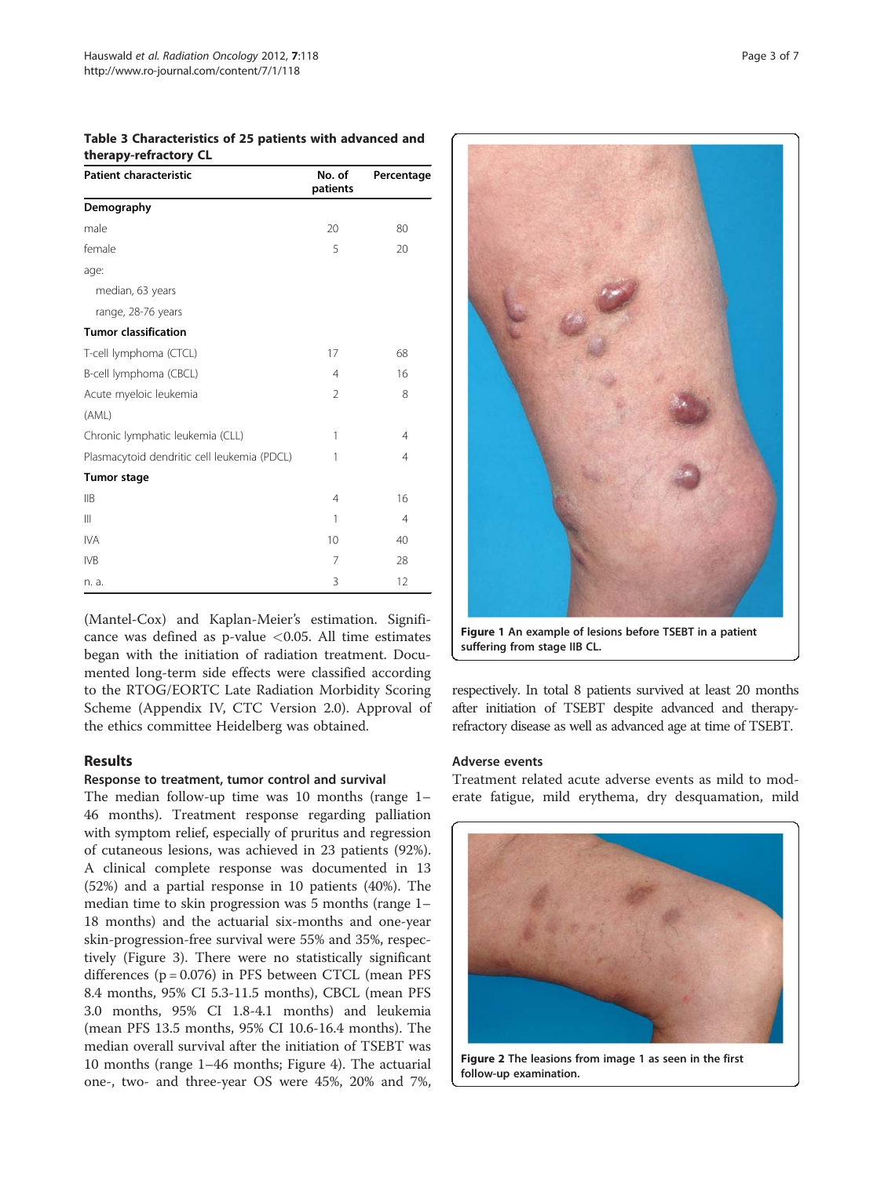**Table 3 Characteristics of 25 patients with advanced and therapy-refractory CL**

| Patient characteristic | No. of patients | Percentage |
|---|---|---|
| **Demography** | | |
| male | 20 | 80 |
| female | 5 | 20 |
| age: | | |
| median, 63 years | | |
| range, 28-76 years | | |
| **Tumor classification** | | |
| T-cell lymphoma (CTCL) | 17 | 68 |
| B-cell lymphoma (CBCL) | 4 | 16 |
| Acute myeloic leukemia (AML) | 2 | 8 |
| Chronic lymphatic leukemia (CLL) | 1 | 4 |
| Plasmacytoid dendritic cell leukemia (PDCL) | 1 | 4 |
| **Tumor stage** | | |
| IIB | 4 | 16 |
| III | 1 | 4 |
| IVA | 10 | 40 |
| IVB | 7 | 28 |
| n. a. | 3 | 12 |

(Mantel-Cox) and Kaplan-Meier's estimation. Significance was defined as p-value $<0.05$. All time estimates began with the initiation of radiation treatment. Documented long-term side effects were classified according to the RTOG/EORTC Late Radiation Morbidity Scoring Scheme (Appendix IV, CTC Version 2.0). Approval of the ethics committee Heidelberg was obtained.

## Results

### Response to treatment, tumor control and survival

The median follow-up time was 10 months (range 1–46 months). Treatment response regarding palliation with symptom relief, especially of pruritus and regression of cutaneous lesions, was achieved in 23 patients (92%). A clinical complete response was documented in 13 (52%) and a partial response in 10 patients (40%). The median time to skin progression was 5 months (range 1–18 months) and the actuarial six-months and one-year skin-progression-free survival were 55% and 35%, respectively (Figure 3). There were no statistically significant differences ($p = 0.076$) in PFS between CTCL (mean PFS 8.4 months, 95% CI 5.3-11.5 months), CBCL (mean PFS 3.0 months, 95% CI 1.8-4.1 months) and leukemia (mean PFS 13.5 months, 95% CI 10.6-16.4 months). The median overall survival after the initiation of TSEBT was 10 months (range 1–46 months; Figure 4). The actuarial one-, two- and three-year OS were 45%, 20% and 7%, respectively. In total 8 patients survived at least 20 months after initiation of TSEBT despite advanced and therapy-refractory disease as well as advanced age at time of TSEBT.

**Figure 1** An example of lesions before TSEBT in a patient suffering from stage IIB CL.

**Figure 2** The leasions from image 1 as seen in the first follow-up examination.

### Adverse events

Treatment related acute adverse events as mild to moderate fatigue, mild erythema, dry desquamation, mild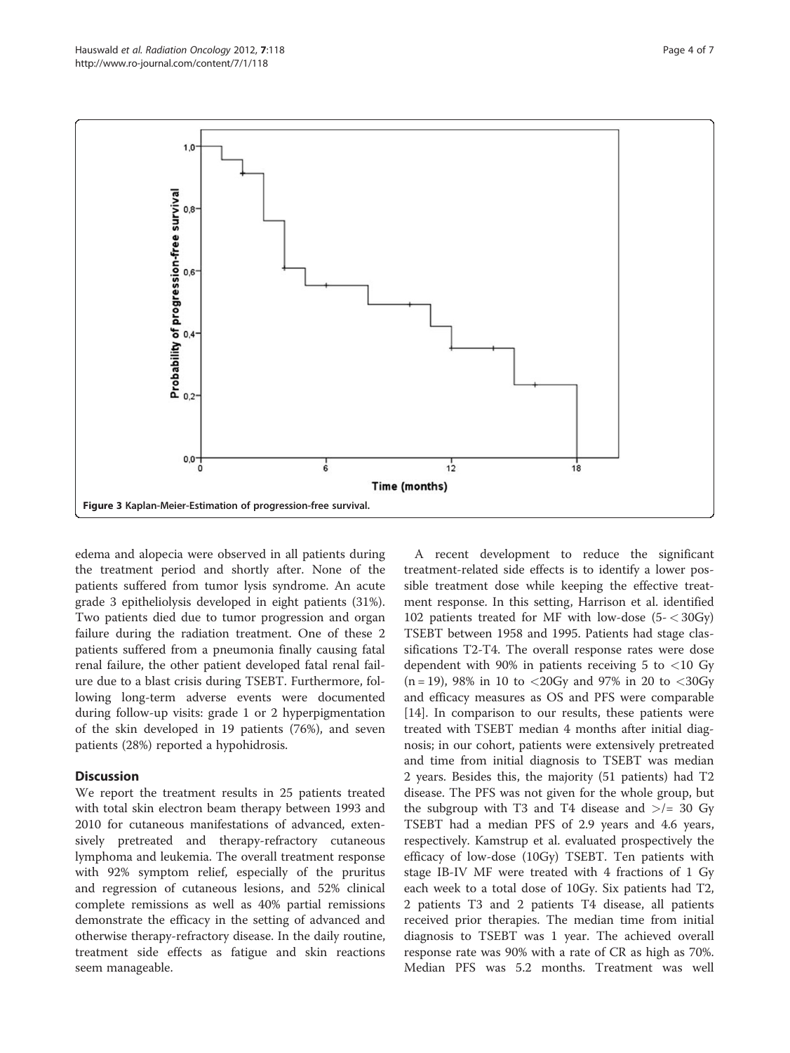Figure 3 Kaplan-Meier-Estimation of progression-free survival.

edema and alopecia were observed in all patients during the treatment period and shortly after. None of the patients suffered from tumor lysis syndrome. An acute grade 3 epitheliolysis developed in eight patients (31%). Two patients died due to tumor progression and organ failure during the radiation treatment. One of these 2 patients suffered from a pneumonia finally causing fatal renal failure, the other patient developed fatal renal failure due to a blast crisis during TSEBT. Furthermore, following long-term adverse events were documented during follow-up visits: grade 1 or 2 hyperpigmentation of the skin developed in 19 patients (76%), and seven patients (28%) reported a hypohidrosis.

## Discussion

We report the treatment results in 25 patients treated with total skin electron beam therapy between 1993 and 2010 for cutaneous manifestations of advanced, extensively pretreated and therapy-refractory cutaneous lymphoma and leukemia. The overall treatment response with 92% symptom relief, especially of the pruritus and regression of cutaneous lesions, and 52% clinical complete remissions as well as 40% partial remissions demonstrate the efficacy in the setting of advanced and otherwise therapy-refractory disease. In the daily routine, treatment side effects as fatigue and skin reactions seem manageable.

A recent development to reduce the significant treatment-related side effects is to identify a lower possible treatment dose while keeping the effective treatment response. In this setting, Harrison et al. identified 102 patients treated for MF with low-dose (5- < 30Gy) TSEBT between 1958 and 1995. Patients had stage classifications T2-T4. The overall response rates were dose dependent with 90% in patients receiving 5 to <10 Gy (n = 19), 98% in 10 to <20Gy and 97% in 20 to <30Gy and efficacy measures as OS and PFS were comparable [14]. In comparison to our results, these patients were treated with TSEBT median 4 months after initial diagnosis; in our cohort, patients were extensively pretreated and time from initial diagnosis to TSEBT was median 2 years. Besides this, the majority (51 patients) had T2 disease. The PFS was not given for the whole group, but the subgroup with T3 and T4 disease and >/= 30 Gy TSEBT had a median PFS of 2.9 years and 4.6 years, respectively. Kamstrup et al. evaluated prospectively the efficacy of low-dose (10Gy) TSEBT. Ten patients with stage IB-IV MF were treated with 4 fractions of 1 Gy each week to a total dose of 10Gy. Six patients had T2, 2 patients T3 and 2 patients T4 disease, all patients received prior therapies. The median time from initial diagnosis to TSEBT was 1 year. The achieved overall response rate was 90% with a rate of CR as high as 70%. Median PFS was 5.2 months. Treatment was well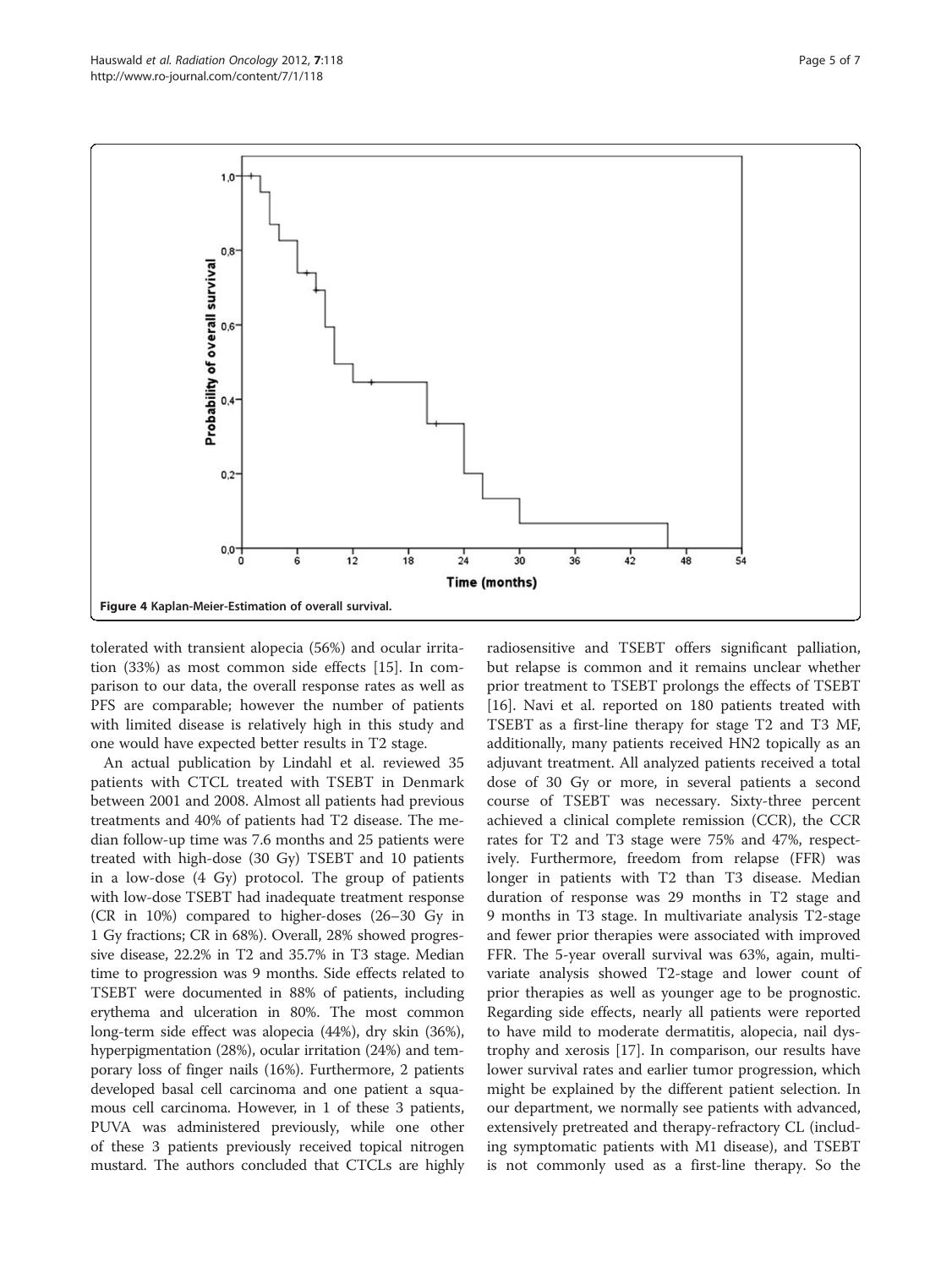**Figure 4** Kaplan-Meier-Estimation of overall survival.

tolerated with transient alopecia (56%) and ocular irritation (33%) as most common side effects [15]. In comparison to our data, the overall response rates as well as PFS are comparable; however the number of patients with limited disease is relatively high in this study and one would have expected better results in T2 stage.

An actual publication by Lindahl et al. reviewed 35 patients with CTCL treated with TSEBT in Denmark between 2001 and 2008. Almost all patients had previous treatments and 40% of patients had T2 disease. The median follow-up time was 7.6 months and 25 patients were treated with high-dose (30 Gy) TSEBT and 10 patients in a low-dose (4 Gy) protocol. The group of patients with low-dose TSEBT had inadequate treatment response (CR in 10%) compared to higher-doses (26–30 Gy in 1 Gy fractions; CR in 68%). Overall, 28% showed progressive disease, 22.2% in T2 and 35.7% in T3 stage. Median time to progression was 9 months. Side effects related to TSEBT were documented in 88% of patients, including erythema and ulceration in 80%. The most common long-term side effect was alopecia (44%), dry skin (36%), hyperpigmentation (28%), ocular irritation (24%) and temporary loss of finger nails (16%). Furthermore, 2 patients developed basal cell carcinoma and one patient a squamous cell carcinoma. However, in 1 of these 3 patients, PUVA was administered previously, while one other of these 3 patients previously received topical nitrogen mustard. The authors concluded that CTCLs are highly radiosensitive and TSEBT offers significant palliation, but relapse is common and it remains unclear whether prior treatment to TSEBT prolongs the effects of TSEBT [16]. Navi et al. reported on 180 patients treated with TSEBT as a first-line therapy for stage T2 and T3 MF, additionally, many patients received HN2 topically as an adjuvant treatment. All analyzed patients received a total dose of 30 Gy or more, in several patients a second course of TSEBT was necessary. Sixty-three percent achieved a clinical complete remission (CCR), the CCR rates for T2 and T3 stage were 75% and 47%, respectively. Furthermore, freedom from relapse (FFR) was longer in patients with T2 than T3 disease. Median duration of response was 29 months in T2 stage and 9 months in T3 stage. In multivariate analysis T2-stage and fewer prior therapies were associated with improved FFR. The 5-year overall survival was 63%, again, multivariate analysis showed T2-stage and lower count of prior therapies as well as younger age to be prognostic. Regarding side effects, nearly all patients were reported to have mild to moderate dermatitis, alopecia, nail dystrophy and xerosis [17]. In comparison, our results have lower survival rates and earlier tumor progression, which might be explained by the different patient selection. In our department, we normally see patients with advanced, extensively pretreated and therapy-refractory CL (including symptomatic patients with M1 disease), and TSEBT is not commonly used as a first-line therapy. So the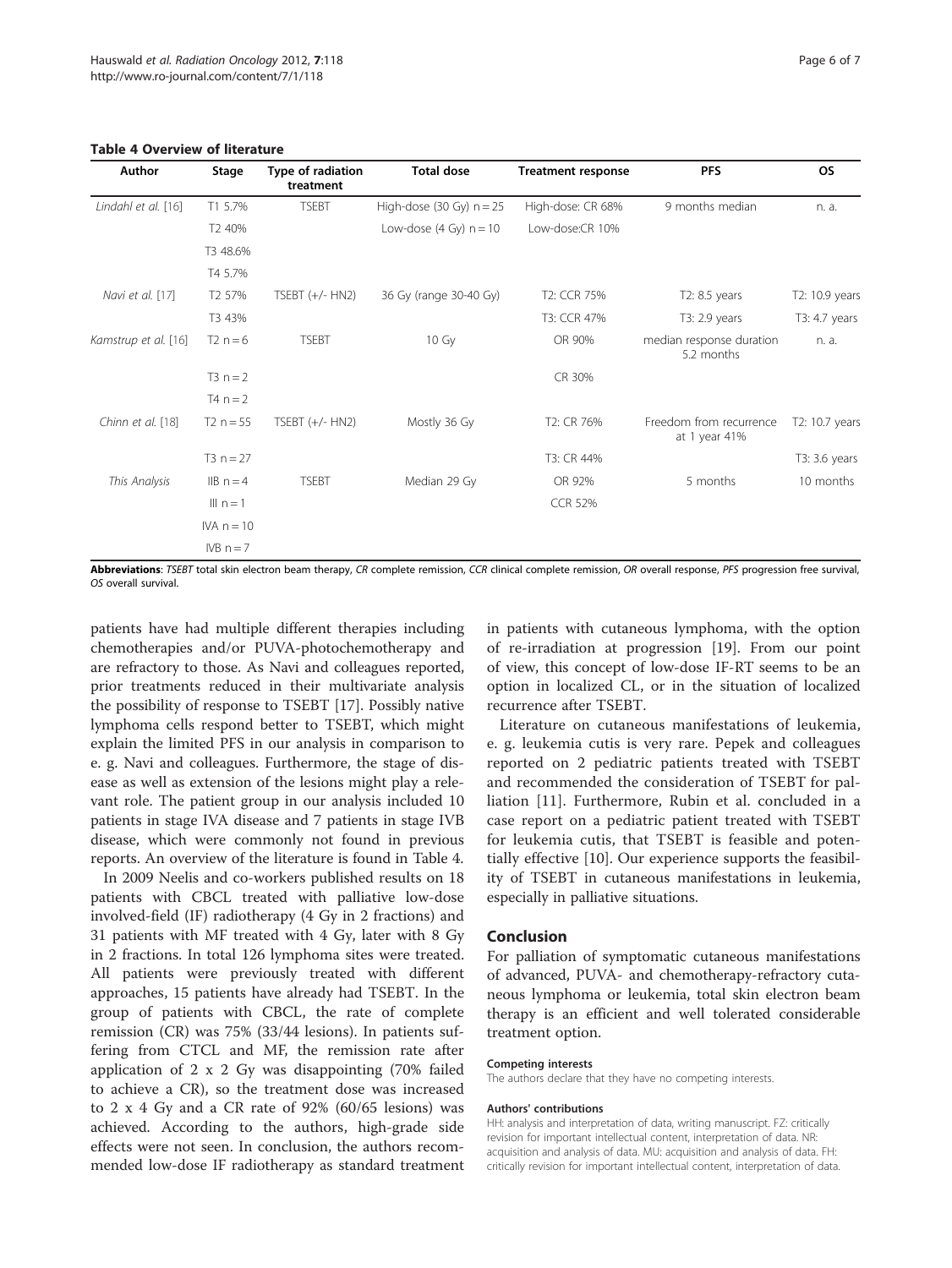**Table 4 Overview of literature**

| Author | Stage | Type of radiation treatment | Total dose | Treatment response | PFS | OS |
|---|---|---|---|---|---|---|
| *Lindahl et al.* [16] | T1 5.7% | TSEBT | High-dose (30 Gy) n = 25 | High-dose: CR 68% | 9 months median | n. a. |
| | T2 40% | | Low-dose (4 Gy) n = 10 | Low-dose:CR 10% | | |
| | T3 48.6% | | | | | |
| | T4 5.7% | | | | | |
| *Navi et al.* [17] | T2 57% | TSEBT (+/- HN2) | 36 Gy (range 30-40 Gy) | T2: CCR 75% | T2: 8.5 years | T2: 10.9 years |
| | T3 43% | | | T3: CCR 47% | T3: 2.9 years | T3: 4.7 years |
| *Kamstrup et al.* [16] | T2 n = 6 | TSEBT | 10 Gy | OR 90% | median response duration 5.2 months | n. a. |
| | T3 n = 2 | | | CR 30% | | |
| | T4 n = 2 | | | | | |
| *Chinn et al.* [18] | T2 n = 55 | TSEBT (+/- HN2) | Mostly 36 Gy | T2: CR 76% | Freedom from recurrence at 1 year 41% | T2: 10.7 years |
| | T3 n = 27 | | | T3: CR 44% | | T3: 3.6 years |
| *This Analysis* | IIB n = 4 | TSEBT | Median 29 Gy | OR 92% | 5 months | 10 months |
| | III n = 1 | | | CCR 52% | | |
| | IVA n = 10 | | | | | |
| | IVB n = 7 | | | | | |

**Abbreviations**: *TSEBT* total skin electron beam therapy, *CR* complete remission, *CCR* clinical complete remission, *OR* overall response, *PFS* progression free survival, *OS* overall survival.

patients have had multiple different therapies including chemotherapies and/or PUVA-photochemotherapy and are refractory to those. As Navi and colleagues reported, prior treatments reduced in their multivariate analysis the possibility of response to TSEBT [17]. Possibly native lymphoma cells respond better to TSEBT, which might explain the limited PFS in our analysis in comparison to e. g. Navi and colleagues. Furthermore, the stage of disease as well as extension of the lesions might play a relevant role. The patient group in our analysis included 10 patients in stage IVA disease and 7 patients in stage IVB disease, which were commonly not found in previous reports. An overview of the literature is found in Table 4.

In 2009 Neelis and co-workers published results on 18 patients with CBCL treated with palliative low-dose involved-field (IF) radiotherapy (4 Gy in 2 fractions) and 31 patients with MF treated with 4 Gy, later with 8 Gy in 2 fractions. In total 126 lymphoma sites were treated. All patients were previously treated with different approaches, 15 patients have already had TSEBT. In the group of patients with CBCL, the rate of complete remission (CR) was 75% (33/44 lesions). In patients suffering from CTCL and MF, the remission rate after application of 2 x 2 Gy was disappointing (70% failed to achieve a CR), so the treatment dose was increased to 2 x 4 Gy and a CR rate of 92% (60/65 lesions) was achieved. According to the authors, high-grade side effects were not seen. In conclusion, the authors recommended low-dose IF radiotherapy as standard treatment in patients with cutaneous lymphoma, with the option of re-irradiation at progression [19]. From our point of view, this concept of low-dose IF-RT seems to be an option in localized CL, or in the situation of localized recurrence after TSEBT.

Literature on cutaneous manifestations of leukemia, e. g. leukemia cutis is very rare. Pepek and colleagues reported on 2 pediatric patients treated with TSEBT and recommended the consideration of TSEBT for palliation [11]. Furthermore, Rubin et al. concluded in a case report on a pediatric patient treated with TSEBT for leukemia cutis, that TSEBT is feasible and potentially effective [10]. Our experience supports the feasibility of TSEBT in cutaneous manifestations in leukemia, especially in palliative situations.

## Conclusion

For palliation of symptomatic cutaneous manifestations of advanced, PUVA- and chemotherapy-refractory cutaneous lymphoma or leukemia, total skin electron beam therapy is an efficient and well tolerated considerable treatment option.

#### Competing interests

The authors declare that they have no competing interests.

#### Authors' contributions

HH: analysis and interpretation of data, writing manuscript. FZ: critically revision for important intellectual content, interpretation of data. NR: acquisition and analysis of data. MU: acquisition and analysis of data. FH: critically revision for important intellectual content, interpretation of data.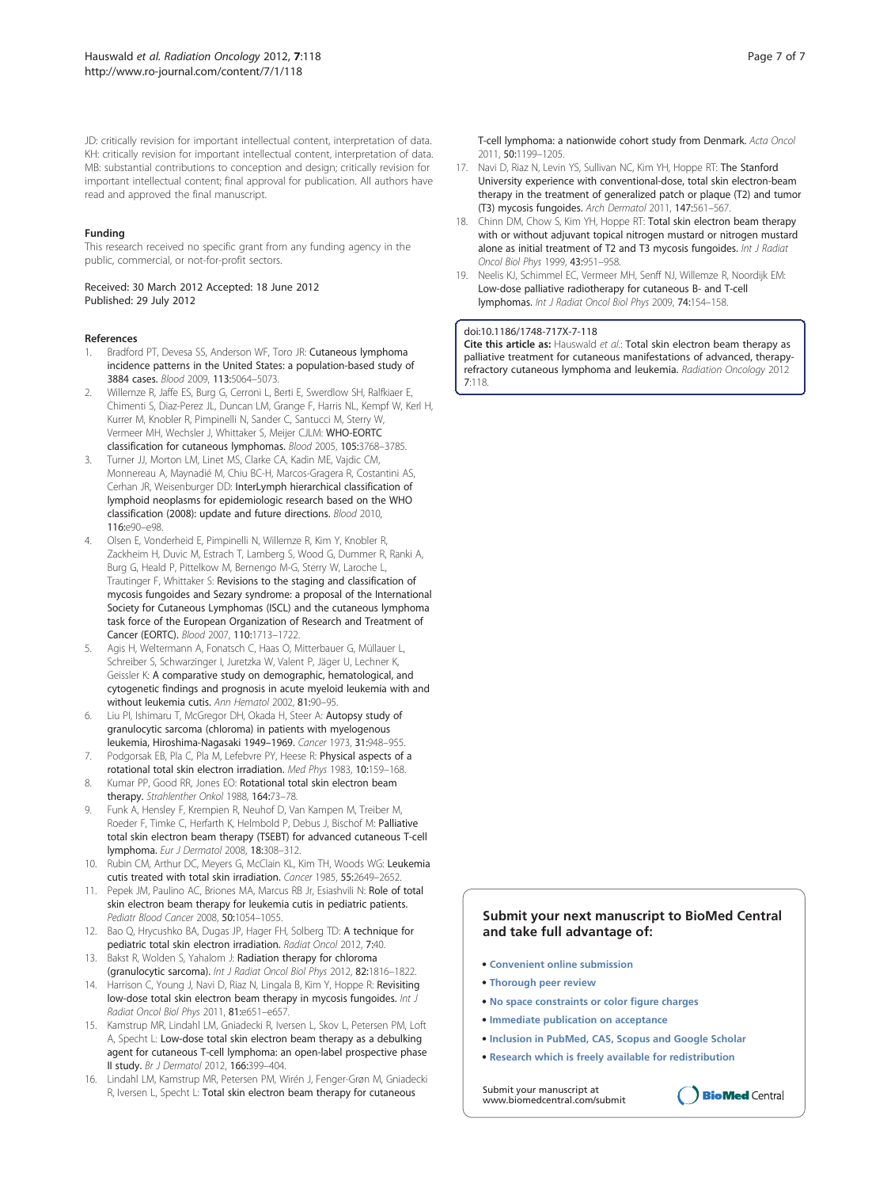JD: critically revision for important intellectual content, interpretation of data. KH: critically revision for important intellectual content, interpretation of data. MB: substantial contributions to conception and design; critically revision for important intellectual content; final approval for publication. All authors have read and approved the final manuscript.

#### Funding

This research received no specific grant from any funding agency in the public, commercial, or not-for-profit sectors.

Received: 30 March 2012 Accepted: 18 June 2012
Published: 29 July 2012

#### References

1. Bradford PT, Devesa SS, Anderson WF, Toro JR: **Cutaneous lymphoma incidence patterns in the United States: a population-based study of 3884 cases.** *Blood* 2009, **113:**5064–5073.
2. Willemze R, Jaffe ES, Burg G, Cerroni L, Berti E, Swerdlow SH, Ralfkiaer E, Chimenti S, Diaz-Perez JL, Duncan LM, Grange F, Harris NL, Kempf W, Kerl H, Kurrer M, Knobler R, Pimpinelli N, Sander C, Santucci M, Sterry W, Vermeer MH, Wechsler J, Whittaker S, Meijer CJLM: **WHO-EORTC classification for cutaneous lymphomas.** *Blood* 2005, **105:**3768–3785.
3. Turner JJ, Morton LM, Linet MS, Clarke CA, Kadin ME, Vajdic CM, Monnereau A, Maynadié M, Chiu BC-H, Marcos-Gragera R, Costantini AS, Cerhan JR, Weisenburger DD: **InterLymph hierarchical classification of lymphoid neoplasms for epidemiologic research based on the WHO classification (2008): update and future directions.** *Blood* 2010, **116:**e90–e98.
4. Olsen E, Vonderheid E, Pimpinelli N, Willemze R, Kim Y, Knobler R, Zackheim H, Duvic M, Estrach T, Lamberg S, Wood G, Dummer R, Ranki A, Burg G, Heald P, Pittelkow M, Bernengo M-G, Sterry W, Laroche L, Trautinger F, Whittaker S: **Revisions to the staging and classification of mycosis fungoides and Sezary syndrome: a proposal of the International Society for Cutaneous Lymphomas (ISCL) and the cutaneous lymphoma task force of the European Organization of Research and Treatment of Cancer (EORTC).** *Blood* 2007, **110:**1713–1722.
5. Agis H, Weltermann A, Fonatsch C, Haas O, Mitterbauer G, Müllauer L, Schreiber S, Schwarzinger I, Juretzka W, Valent P, Jäger U, Lechner K, Geissler K: **A comparative study on demographic, hematological, and cytogenetic findings and prognosis in acute myeloid leukemia with and without leukemia cutis.** *Ann Hematol* 2002, **81:**90–95.
6. Liu PI, Ishimaru T, McGregor DH, Okada H, Steer A: **Autopsy study of granulocytic sarcoma (chloroma) in patients with myelogenous leukemia, Hiroshima-Nagasaki 1949–1969.** *Cancer* 1973, **31:**948–955.
7. Podgorsak EB, Pla C, Pla M, Lefebvre PY, Heese R: **Physical aspects of a rotational total skin electron irradiation.** *Med Phys* 1983, **10:**159–168.
8. Kumar PP, Good RR, Jones EO: **Rotational total skin electron beam therapy.** *Strahlenther Onkol* 1988, **164:**73–78.
9. Funk A, Hensley F, Krempien R, Neuhof D, Van Kampen M, Treiber M, Roeder F, Timke C, Herfarth K, Helmbold P, Debus J, Bischof M: **Palliative total skin electron beam therapy (TSEBT) for advanced cutaneous T-cell lymphoma.** *Eur J Dermatol* 2008, **18:**308–312.
10. Rubin CM, Arthur DC, Meyers G, McClain KL, Kim TH, Woods WG: **Leukemia cutis treated with total skin irradiation.** *Cancer* 1985, **55:**2649–2652.
11. Pepek JM, Paulino AC, Briones MA, Marcus RB Jr, Esiashvili N: **Role of total skin electron beam therapy for leukemia cutis in pediatric patients.** *Pediatr Blood Cancer* 2008, **50:**1054–1055.
12. Bao Q, Hrycushko BA, Dugas JP, Hager FH, Solberg TD: **A technique for pediatric total skin electron irradiation.** *Radiat Oncol* 2012, **7:**40.
13. Bakst R, Wolden S, Yahalom J: **Radiation therapy for chloroma (granulocytic sarcoma).** *Int J Radiat Oncol Biol Phys* 2012, **82:**1816–1822.
14. Harrison C, Young J, Navi D, Riaz N, Lingala B, Kim Y, Hoppe R: **Revisiting low-dose total skin electron beam therapy in mycosis fungoides.** *Int J Radiat Oncol Biol Phys* 2011, **81:**e651–e657.
15. Kamstrup MR, Lindahl LM, Gniadecki R, Iversen L, Skov L, Petersen PM, Loft A, Specht L: **Low-dose total skin electron beam therapy as a debulking agent for cutaneous T-cell lymphoma: an open-label prospective phase II study.** *Br J Dermatol* 2012, **166:**399–404.
16. Lindahl LM, Kamstrup MR, Petersen PM, Wirén J, Fenger-Grøn M, Gniadecki R, Iversen L, Specht L: **Total skin electron beam therapy for cutaneous T-cell lymphoma: a nationwide cohort study from Denmark.** *Acta Oncol* 2011, **50:**1199–1205.
17. Navi D, Riaz N, Levin YS, Sullivan NC, Kim YH, Hoppe RT: **The Stanford University experience with conventional-dose, total skin electron-beam therapy in the treatment of generalized patch or plaque (T2) and tumor (T3) mycosis fungoides.** *Arch Dermatol* 2011, **147:**561–567.
18. Chinn DM, Chow S, Kim YH, Hoppe RT: **Total skin electron beam therapy with or without adjuvant topical nitrogen mustard or nitrogen mustard alone as initial treatment of T2 and T3 mycosis fungoides.** *Int J Radiat Oncol Biol Phys* 1999, **43:**951–958.
19. Neelis KJ, Schimmel EC, Vermeer MH, Senff NJ, Willemze R, Noordijk EM: **Low-dose palliative radiotherapy for cutaneous B- and T-cell lymphomas.** *Int J Radiat Oncol Biol Phys* 2009, **74:**154–158.

doi:10.1186/1748-717X-7-118

**Cite this article as:** Hauswald *et al.*: Total skin electron beam therapy as palliative treatment for cutaneous manifestations of advanced, therapy-refractory cutaneous lymphoma and leukemia. *Radiation Oncology* 2012 7:118.